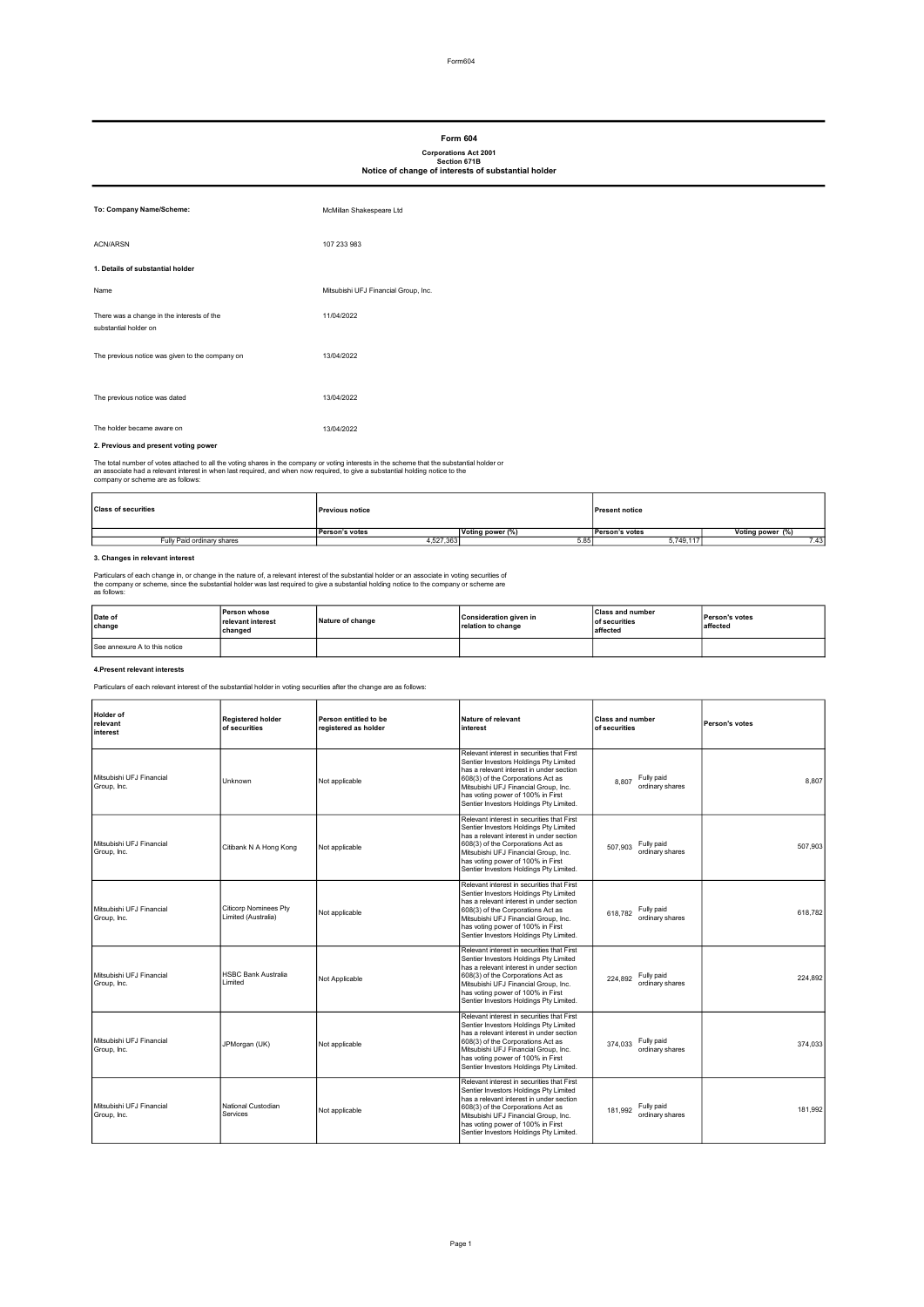# Form 604

**Corporations Act 2001**
**Section 671B**
**Notice of change of interests of substantial holder**

| | |
|---|---|
| **To: Company Name/Scheme:** | McMillan Shakespeare Ltd |
| ACN/ARSN | 107 233 983 |

**1. Details of substantial holder**

| | |
|---|---|
| Name | Mitsubishi UFJ Financial Group, Inc. |
| There was a change in the interests of the substantial holder on | 11/04/2022 |
| The previous notice was given to the company on | 13/04/2022 |
| The previous notice was dated | 13/04/2022 |
| The holder became aware on | 13/04/2022 |

**2. Previous and present voting power**

The total number of votes attached to all the voting shares in the company or voting interests in the scheme that the substantial holder or an associate had a relevant interest in when last required, and when now required, to give a substantial holding notice to the company or scheme are as follows:

| Class of securities | Previous notice | | Present notice | |
|---|---|---|---|---|
| | Person's votes | Voting power (%) | Person's votes | Voting power (%) |
| Fully Paid ordinary shares | 4,527,363 | 5.85 | 5,749,117 | 7.43 |

**3. Changes in relevant interest**

Particulars of each change in, or change in the nature of, a relevant interest of the substantial holder or an associate in voting securities of the company or scheme, since the substantial holder was last required to give a substantial holding notice to the company or scheme are as follows:

| Date of change | Person whose relevant interest changed | Nature of change | Consideration given in relation to change | Class and number of securities affected | Person's votes affected |
|---|---|---|---|---|---|
| See annexure A to this notice | | | | | |

**4.Present relevant interests**

Particulars of each relevant interest of the substantial holder in voting securities after the change are as follows:

| Holder of relevant interest | Registered holder of securities | Person entitled to be registered as holder | Nature of relevant interest | Class and number of securities | Person's votes |
|---|---|---|---|---|---|
| Mitsubishi UFJ Financial Group, Inc. | Unknown | Not applicable | Relevant interest in securities that First Sentier Investors Holdings Pty Limited has a relevant interest in under section 608(3) of the Corporations Act as Mitsubishi UFJ Financial Group, Inc. has voting power of 100% in First Sentier Investors Holdings Pty Limited. | 8,807 Fully paid ordinary shares | 8,807 |
| Mitsubishi UFJ Financial Group, Inc. | Citibank N A Hong Kong | Not applicable | Relevant interest in securities that First Sentier Investors Holdings Pty Limited has a relevant interest in under section 608(3) of the Corporations Act as Mitsubishi UFJ Financial Group, Inc. has voting power of 100% in First Sentier Investors Holdings Pty Limited. | 507,903 Fully paid ordinary shares | 507,903 |
| Mitsubishi UFJ Financial Group, Inc. | Citicorp Nominees Pty Limited (Australia) | Not applicable | Relevant interest in securities that First Sentier Investors Holdings Pty Limited has a relevant interest in under section 608(3) of the Corporations Act as Mitsubishi UFJ Financial Group, Inc. has voting power of 100% in First Sentier Investors Holdings Pty Limited. | 618,782 Fully paid ordinary shares | 618,782 |
| Mitsubishi UFJ Financial Group, Inc. | HSBC Bank Australia Limited | Not Applicable | Relevant interest in securities that First Sentier Investors Holdings Pty Limited has a relevant interest in under section 608(3) of the Corporations Act as Mitsubishi UFJ Financial Group, Inc. has voting power of 100% in First Sentier Investors Holdings Pty Limited. | 224,892 Fully paid ordinary shares | 224,892 |
| Mitsubishi UFJ Financial Group, Inc. | JPMorgan (UK) | Not applicable | Relevant interest in securities that First Sentier Investors Holdings Pty Limited has a relevant interest in under section 608(3) of the Corporations Act as Mitsubishi UFJ Financial Group, Inc. has voting power of 100% in First Sentier Investors Holdings Pty Limited. | 374,033 Fully paid ordinary shares | 374,033 |
| Mitsubishi UFJ Financial Group, Inc. | National Custodian Services | Not applicable | Relevant interest in securities that First Sentier Investors Holdings Pty Limited has a relevant interest in under section 608(3) of the Corporations Act as Mitsubishi UFJ Financial Group, Inc. has voting power of 100% in First Sentier Investors Holdings Pty Limited. | 181,992 Fully paid ordinary shares | 181,992 |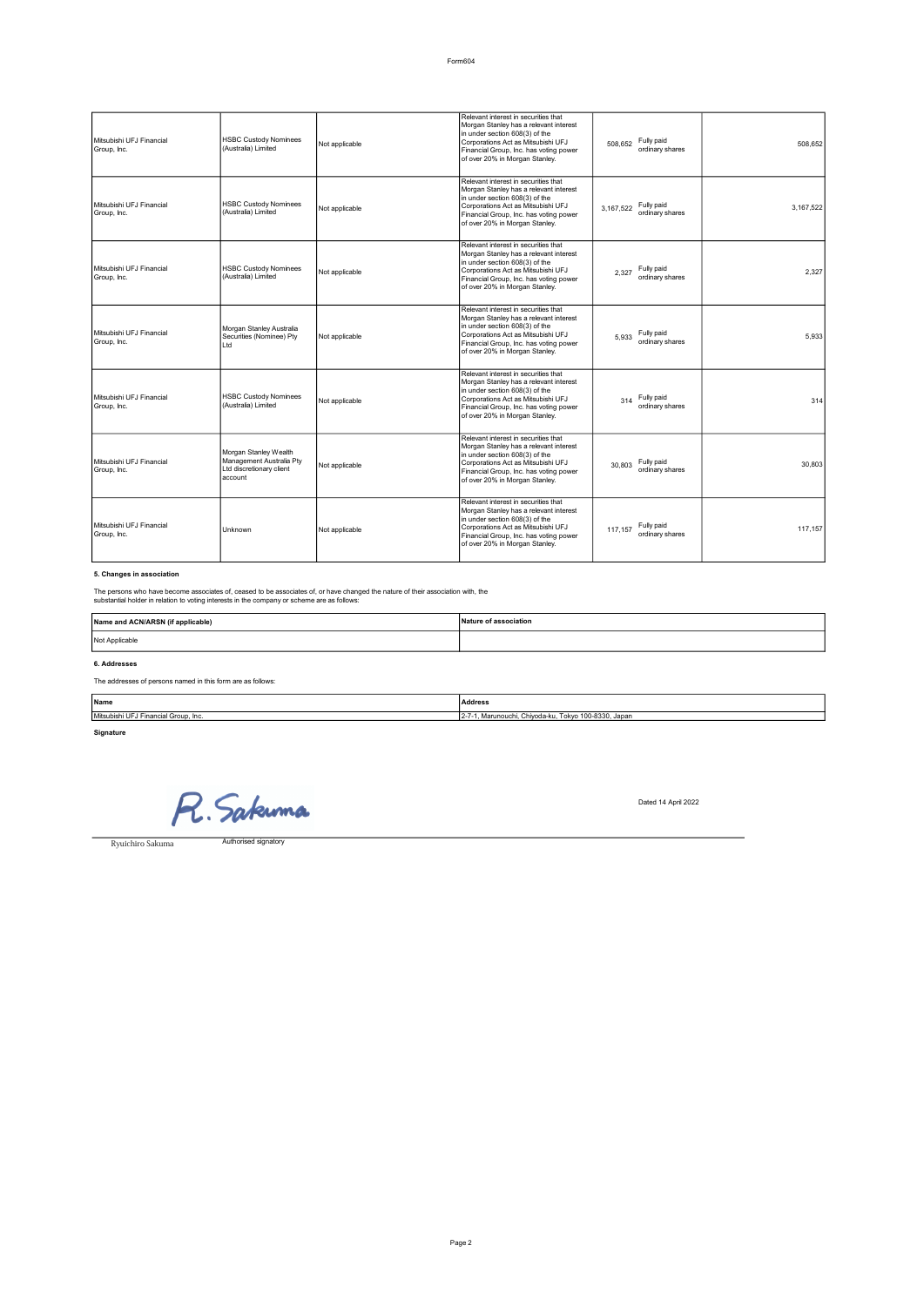| | | | | | | |
|---|---|---|---|---|---|---|
| Mitsubishi UFJ Financial Group, Inc. | HSBC Custody Nominees (Australia) Limited | Not applicable | Relevant interest in securities that Morgan Stanley has a relevant interest in under section 608(3) of the Corporations Act as Mitsubishi UFJ Financial Group, Inc. has voting power of over 20% in Morgan Stanley. | 508,652 | Fully paid ordinary shares | 508,652 |
| Mitsubishi UFJ Financial Group, Inc. | HSBC Custody Nominees (Australia) Limited | Not applicable | Relevant interest in securities that Morgan Stanley has a relevant interest in under section 608(3) of the Corporations Act as Mitsubishi UFJ Financial Group, Inc. has voting power of over 20% in Morgan Stanley. | 3,167,522 | Fully paid ordinary shares | 3,167,522 |
| Mitsubishi UFJ Financial Group, Inc. | HSBC Custody Nominees (Australia) Limited | Not applicable | Relevant interest in securities that Morgan Stanley has a relevant interest in under section 608(3) of the Corporations Act as Mitsubishi UFJ Financial Group, Inc. has voting power of over 20% in Morgan Stanley. | 2,327 | Fully paid ordinary shares | 2,327 |
| Mitsubishi UFJ Financial Group, Inc. | Morgan Stanley Australia Securities (Nominee) Pty Ltd | Not applicable | Relevant interest in securities that Morgan Stanley has a relevant interest in under section 608(3) of the Corporations Act as Mitsubishi UFJ Financial Group, Inc. has voting power of over 20% in Morgan Stanley. | 5,933 | Fully paid ordinary shares | 5,933 |
| Mitsubishi UFJ Financial Group, Inc. | HSBC Custody Nominees (Australia) Limited | Not applicable | Relevant interest in securities that Morgan Stanley has a relevant interest in under section 608(3) of the Corporations Act as Mitsubishi UFJ Financial Group, Inc. has voting power of over 20% in Morgan Stanley. | 314 | Fully paid ordinary shares | 314 |
| Mitsubishi UFJ Financial Group, Inc. | Morgan Stanley Wealth Management Australia Pty Ltd discretionary client account | Not applicable | Relevant interest in securities that Morgan Stanley has a relevant interest in under section 608(3) of the Corporations Act as Mitsubishi UFJ Financial Group, Inc. has voting power of over 20% in Morgan Stanley. | 30,803 | Fully paid ordinary shares | 30,803 |
| Mitsubishi UFJ Financial Group, Inc. | Unknown | Not applicable | Relevant interest in securities that Morgan Stanley has a relevant interest in under section 608(3) of the Corporations Act as Mitsubishi UFJ Financial Group, Inc. has voting power of over 20% in Morgan Stanley. | 117,157 | Fully paid ordinary shares | 117,157 |

**5. Changes in association**

The persons who have become associates of, ceased to be associates of, or have changed the nature of their association with, the substantial holder in relation to voting interests in the company or scheme are as follows:

| Name and ACN/ARSN (if applicable) | Nature of association |
|---|---|
| Not Applicable | |

**6. Addresses**

The addresses of persons named in this form are as follows:

| Name | Address |
|---|---|
| Mitsubishi UFJ Financial Group, Inc. | 2-7-1, Marunouchi, Chiyoda-ku, Tokyo 100-8330, Japan |

**Signature**

R. Sakuma

Dated 14 April 2022

Ryuichiro Sakuma — Authorised signatory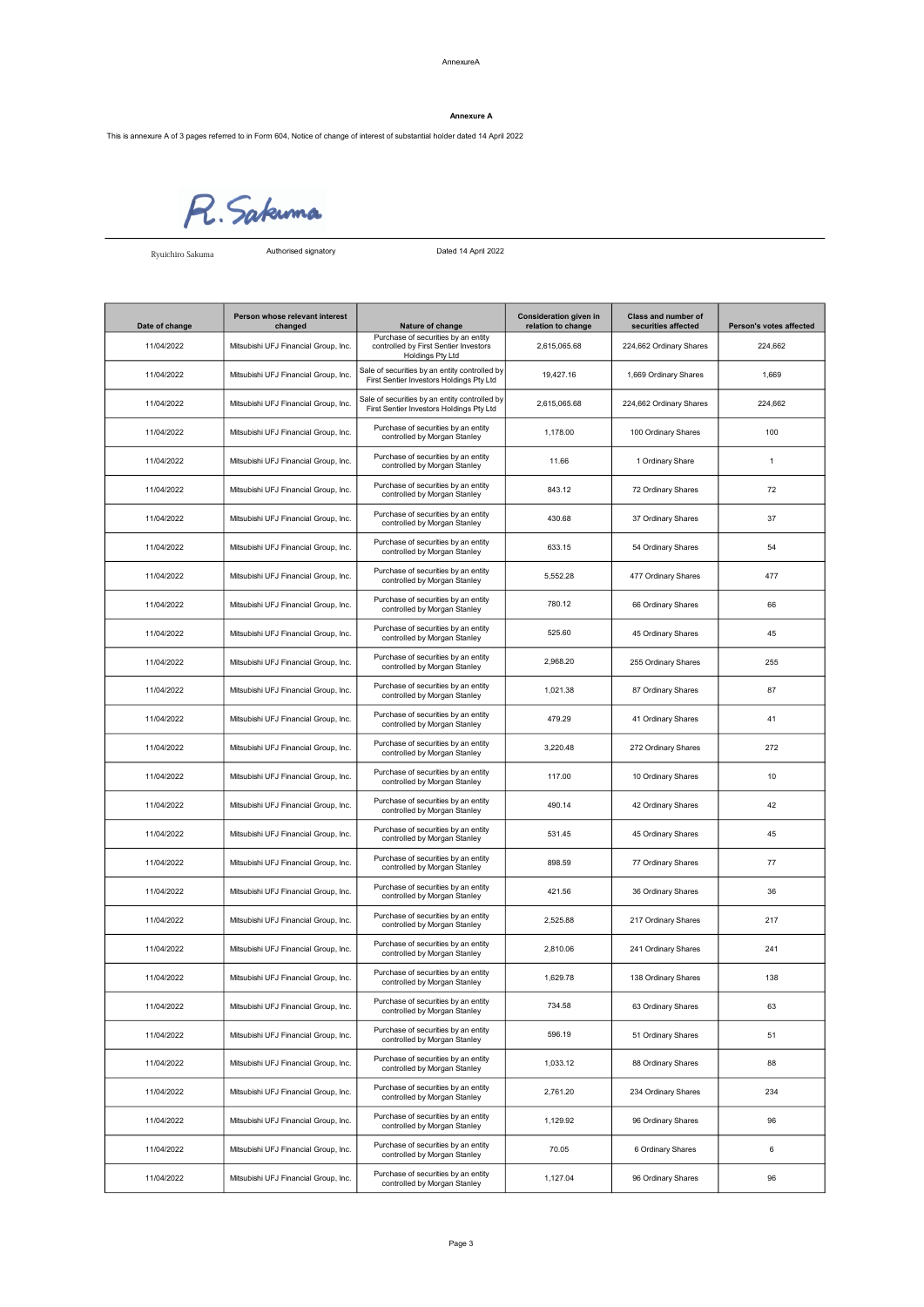AnnexureA

**Annexure A**

This is annexure A of 3 pages referred to in Form 604, Notice of change of interest of substantial holder dated 14 April 2022

R. Sakuma

Ryuichiro Sakuma | Authorised signatory | Dated 14 April 2022

| Date of change | Person whose relevant interest changed | Nature of change | Consideration given in relation to change | Class and number of securities affected | Person's votes affected |
|---|---|---|---|---|---|
| 11/04/2022 | Mitsubishi UFJ Financial Group, Inc. | Purchase of securities by an entity controlled by First Sentier Investors Holdings Pty Ltd | 2,615,065.68 | 224,662 Ordinary Shares | 224,662 |
| 11/04/2022 | Mitsubishi UFJ Financial Group, Inc. | Sale of securities by an entity controlled by First Sentier Investors Holdings Pty Ltd | 19,427.16 | 1,669 Ordinary Shares | 1,669 |
| 11/04/2022 | Mitsubishi UFJ Financial Group, Inc. | Sale of securities by an entity controlled by First Sentier Investors Holdings Pty Ltd | 2,615,065.68 | 224,662 Ordinary Shares | 224,662 |
| 11/04/2022 | Mitsubishi UFJ Financial Group, Inc. | Purchase of securities by an entity controlled by Morgan Stanley | 1,178.00 | 100 Ordinary Shares | 100 |
| 11/04/2022 | Mitsubishi UFJ Financial Group, Inc. | Purchase of securities by an entity controlled by Morgan Stanley | 11.66 | 1 Ordinary Share | 1 |
| 11/04/2022 | Mitsubishi UFJ Financial Group, Inc. | Purchase of securities by an entity controlled by Morgan Stanley | 843.12 | 72 Ordinary Shares | 72 |
| 11/04/2022 | Mitsubishi UFJ Financial Group, Inc. | Purchase of securities by an entity controlled by Morgan Stanley | 430.68 | 37 Ordinary Shares | 37 |
| 11/04/2022 | Mitsubishi UFJ Financial Group, Inc. | Purchase of securities by an entity controlled by Morgan Stanley | 633.15 | 54 Ordinary Shares | 54 |
| 11/04/2022 | Mitsubishi UFJ Financial Group, Inc. | Purchase of securities by an entity controlled by Morgan Stanley | 5,552.28 | 477 Ordinary Shares | 477 |
| 11/04/2022 | Mitsubishi UFJ Financial Group, Inc. | Purchase of securities by an entity controlled by Morgan Stanley | 780.12 | 66 Ordinary Shares | 66 |
| 11/04/2022 | Mitsubishi UFJ Financial Group, Inc. | Purchase of securities by an entity controlled by Morgan Stanley | 525.60 | 45 Ordinary Shares | 45 |
| 11/04/2022 | Mitsubishi UFJ Financial Group, Inc. | Purchase of securities by an entity controlled by Morgan Stanley | 2,968.20 | 255 Ordinary Shares | 255 |
| 11/04/2022 | Mitsubishi UFJ Financial Group, Inc. | Purchase of securities by an entity controlled by Morgan Stanley | 1,021.38 | 87 Ordinary Shares | 87 |
| 11/04/2022 | Mitsubishi UFJ Financial Group, Inc. | Purchase of securities by an entity controlled by Morgan Stanley | 479.29 | 41 Ordinary Shares | 41 |
| 11/04/2022 | Mitsubishi UFJ Financial Group, Inc. | Purchase of securities by an entity controlled by Morgan Stanley | 3,220.48 | 272 Ordinary Shares | 272 |
| 11/04/2022 | Mitsubishi UFJ Financial Group, Inc. | Purchase of securities by an entity controlled by Morgan Stanley | 117.00 | 10 Ordinary Shares | 10 |
| 11/04/2022 | Mitsubishi UFJ Financial Group, Inc. | Purchase of securities by an entity controlled by Morgan Stanley | 490.14 | 42 Ordinary Shares | 42 |
| 11/04/2022 | Mitsubishi UFJ Financial Group, Inc. | Purchase of securities by an entity controlled by Morgan Stanley | 531.45 | 45 Ordinary Shares | 45 |
| 11/04/2022 | Mitsubishi UFJ Financial Group, Inc. | Purchase of securities by an entity controlled by Morgan Stanley | 898.59 | 77 Ordinary Shares | 77 |
| 11/04/2022 | Mitsubishi UFJ Financial Group, Inc. | Purchase of securities by an entity controlled by Morgan Stanley | 421.56 | 36 Ordinary Shares | 36 |
| 11/04/2022 | Mitsubishi UFJ Financial Group, Inc. | Purchase of securities by an entity controlled by Morgan Stanley | 2,525.88 | 217 Ordinary Shares | 217 |
| 11/04/2022 | Mitsubishi UFJ Financial Group, Inc. | Purchase of securities by an entity controlled by Morgan Stanley | 2,810.06 | 241 Ordinary Shares | 241 |
| 11/04/2022 | Mitsubishi UFJ Financial Group, Inc. | Purchase of securities by an entity controlled by Morgan Stanley | 1,629.78 | 138 Ordinary Shares | 138 |
| 11/04/2022 | Mitsubishi UFJ Financial Group, Inc. | Purchase of securities by an entity controlled by Morgan Stanley | 734.58 | 63 Ordinary Shares | 63 |
| 11/04/2022 | Mitsubishi UFJ Financial Group, Inc. | Purchase of securities by an entity controlled by Morgan Stanley | 596.19 | 51 Ordinary Shares | 51 |
| 11/04/2022 | Mitsubishi UFJ Financial Group, Inc. | Purchase of securities by an entity controlled by Morgan Stanley | 1,033.12 | 88 Ordinary Shares | 88 |
| 11/04/2022 | Mitsubishi UFJ Financial Group, Inc. | Purchase of securities by an entity controlled by Morgan Stanley | 2,761.20 | 234 Ordinary Shares | 234 |
| 11/04/2022 | Mitsubishi UFJ Financial Group, Inc. | Purchase of securities by an entity controlled by Morgan Stanley | 1,129.92 | 96 Ordinary Shares | 96 |
| 11/04/2022 | Mitsubishi UFJ Financial Group, Inc. | Purchase of securities by an entity controlled by Morgan Stanley | 70.05 | 6 Ordinary Shares | 6 |
| 11/04/2022 | Mitsubishi UFJ Financial Group, Inc. | Purchase of securities by an entity controlled by Morgan Stanley | 1,127.04 | 96 Ordinary Shares | 96 |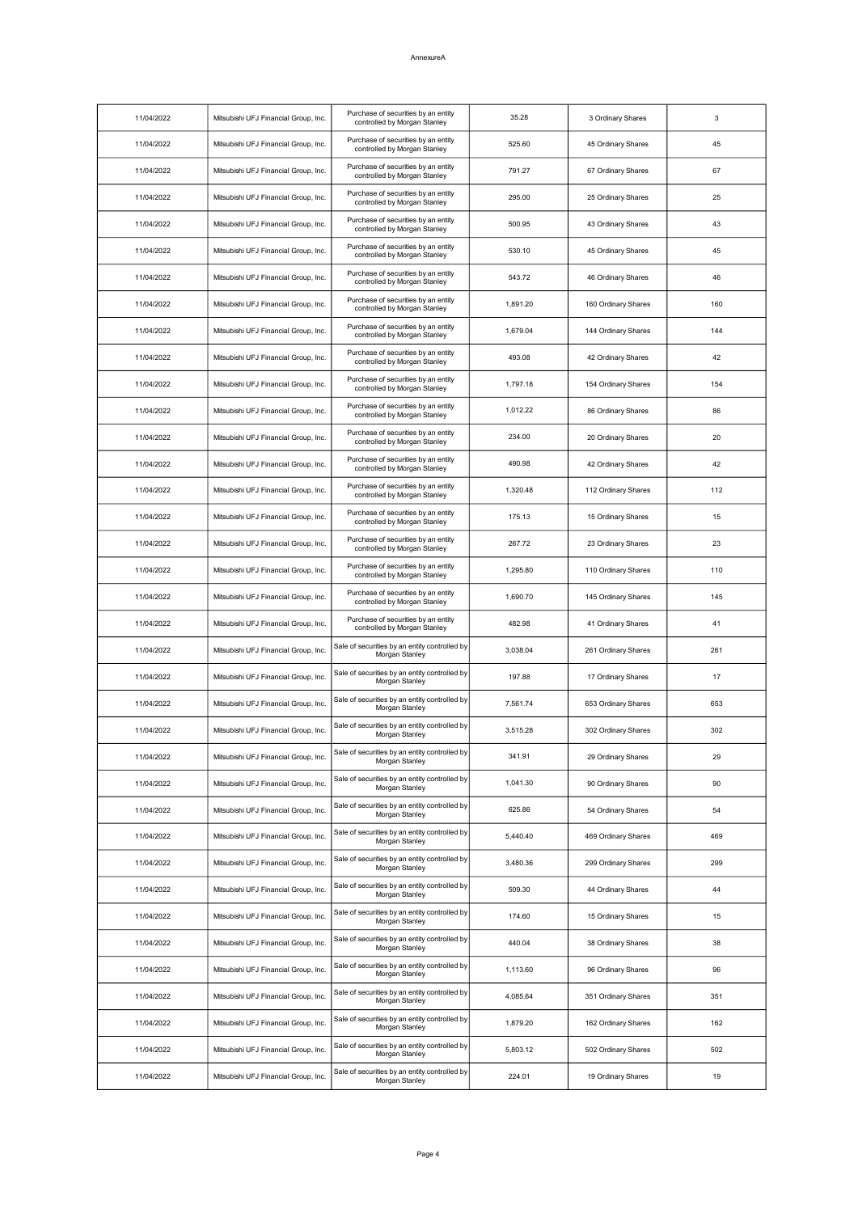AnnexureA

| | | | | | |
|---|---|---|---|---|---|
| 11/04/2022 | Mitsubishi UFJ Financial Group, Inc. | Purchase of securities by an entity controlled by Morgan Stanley | 35.28 | 3 Ordinary Shares | 3 |
| 11/04/2022 | Mitsubishi UFJ Financial Group, Inc. | Purchase of securities by an entity controlled by Morgan Stanley | 525.60 | 45 Ordinary Shares | 45 |
| 11/04/2022 | Mitsubishi UFJ Financial Group, Inc. | Purchase of securities by an entity controlled by Morgan Stanley | 791.27 | 67 Ordinary Shares | 67 |
| 11/04/2022 | Mitsubishi UFJ Financial Group, Inc. | Purchase of securities by an entity controlled by Morgan Stanley | 295.00 | 25 Ordinary Shares | 25 |
| 11/04/2022 | Mitsubishi UFJ Financial Group, Inc. | Purchase of securities by an entity controlled by Morgan Stanley | 500.95 | 43 Ordinary Shares | 43 |
| 11/04/2022 | Mitsubishi UFJ Financial Group, Inc. | Purchase of securities by an entity controlled by Morgan Stanley | 530.10 | 45 Ordinary Shares | 45 |
| 11/04/2022 | Mitsubishi UFJ Financial Group, Inc. | Purchase of securities by an entity controlled by Morgan Stanley | 543.72 | 46 Ordinary Shares | 46 |
| 11/04/2022 | Mitsubishi UFJ Financial Group, Inc. | Purchase of securities by an entity controlled by Morgan Stanley | 1,891.20 | 160 Ordinary Shares | 160 |
| 11/04/2022 | Mitsubishi UFJ Financial Group, Inc. | Purchase of securities by an entity controlled by Morgan Stanley | 1,679.04 | 144 Ordinary Shares | 144 |
| 11/04/2022 | Mitsubishi UFJ Financial Group, Inc. | Purchase of securities by an entity controlled by Morgan Stanley | 493.08 | 42 Ordinary Shares | 42 |
| 11/04/2022 | Mitsubishi UFJ Financial Group, Inc. | Purchase of securities by an entity controlled by Morgan Stanley | 1,797.18 | 154 Ordinary Shares | 154 |
| 11/04/2022 | Mitsubishi UFJ Financial Group, Inc. | Purchase of securities by an entity controlled by Morgan Stanley | 1,012.22 | 86 Ordinary Shares | 86 |
| 11/04/2022 | Mitsubishi UFJ Financial Group, Inc. | Purchase of securities by an entity controlled by Morgan Stanley | 234.00 | 20 Ordinary Shares | 20 |
| 11/04/2022 | Mitsubishi UFJ Financial Group, Inc. | Purchase of securities by an entity controlled by Morgan Stanley | 490.98 | 42 Ordinary Shares | 42 |
| 11/04/2022 | Mitsubishi UFJ Financial Group, Inc. | Purchase of securities by an entity controlled by Morgan Stanley | 1,320.48 | 112 Ordinary Shares | 112 |
| 11/04/2022 | Mitsubishi UFJ Financial Group, Inc. | Purchase of securities by an entity controlled by Morgan Stanley | 175.13 | 15 Ordinary Shares | 15 |
| 11/04/2022 | Mitsubishi UFJ Financial Group, Inc. | Purchase of securities by an entity controlled by Morgan Stanley | 267.72 | 23 Ordinary Shares | 23 |
| 11/04/2022 | Mitsubishi UFJ Financial Group, Inc. | Purchase of securities by an entity controlled by Morgan Stanley | 1,295.80 | 110 Ordinary Shares | 110 |
| 11/04/2022 | Mitsubishi UFJ Financial Group, Inc. | Purchase of securities by an entity controlled by Morgan Stanley | 1,690.70 | 145 Ordinary Shares | 145 |
| 11/04/2022 | Mitsubishi UFJ Financial Group, Inc. | Purchase of securities by an entity controlled by Morgan Stanley | 482.98 | 41 Ordinary Shares | 41 |
| 11/04/2022 | Mitsubishi UFJ Financial Group, Inc. | Sale of securities by an entity controlled by Morgan Stanley | 3,038.04 | 261 Ordinary Shares | 261 |
| 11/04/2022 | Mitsubishi UFJ Financial Group, Inc. | Sale of securities by an entity controlled by Morgan Stanley | 197.88 | 17 Ordinary Shares | 17 |
| 11/04/2022 | Mitsubishi UFJ Financial Group, Inc. | Sale of securities by an entity controlled by Morgan Stanley | 7,561.74 | 653 Ordinary Shares | 653 |
| 11/04/2022 | Mitsubishi UFJ Financial Group, Inc. | Sale of securities by an entity controlled by Morgan Stanley | 3,515.28 | 302 Ordinary Shares | 302 |
| 11/04/2022 | Mitsubishi UFJ Financial Group, Inc. | Sale of securities by an entity controlled by Morgan Stanley | 341.91 | 29 Ordinary Shares | 29 |
| 11/04/2022 | Mitsubishi UFJ Financial Group, Inc. | Sale of securities by an entity controlled by Morgan Stanley | 1,041.30 | 90 Ordinary Shares | 90 |
| 11/04/2022 | Mitsubishi UFJ Financial Group, Inc. | Sale of securities by an entity controlled by Morgan Stanley | 625.86 | 54 Ordinary Shares | 54 |
| 11/04/2022 | Mitsubishi UFJ Financial Group, Inc. | Sale of securities by an entity controlled by Morgan Stanley | 5,440.40 | 469 Ordinary Shares | 469 |
| 11/04/2022 | Mitsubishi UFJ Financial Group, Inc. | Sale of securities by an entity controlled by Morgan Stanley | 3,480.36 | 299 Ordinary Shares | 299 |
| 11/04/2022 | Mitsubishi UFJ Financial Group, Inc. | Sale of securities by an entity controlled by Morgan Stanley | 509.30 | 44 Ordinary Shares | 44 |
| 11/04/2022 | Mitsubishi UFJ Financial Group, Inc. | Sale of securities by an entity controlled by Morgan Stanley | 174.60 | 15 Ordinary Shares | 15 |
| 11/04/2022 | Mitsubishi UFJ Financial Group, Inc. | Sale of securities by an entity controlled by Morgan Stanley | 440.04 | 38 Ordinary Shares | 38 |
| 11/04/2022 | Mitsubishi UFJ Financial Group, Inc. | Sale of securities by an entity controlled by Morgan Stanley | 1,113.60 | 96 Ordinary Shares | 96 |
| 11/04/2022 | Mitsubishi UFJ Financial Group, Inc. | Sale of securities by an entity controlled by Morgan Stanley | 4,085.64 | 351 Ordinary Shares | 351 |
| 11/04/2022 | Mitsubishi UFJ Financial Group, Inc. | Sale of securities by an entity controlled by Morgan Stanley | 1,879.20 | 162 Ordinary Shares | 162 |
| 11/04/2022 | Mitsubishi UFJ Financial Group, Inc. | Sale of securities by an entity controlled by Morgan Stanley | 5,803.12 | 502 Ordinary Shares | 502 |
| 11/04/2022 | Mitsubishi UFJ Financial Group, Inc. | Sale of securities by an entity controlled by Morgan Stanley | 224.01 | 19 Ordinary Shares | 19 |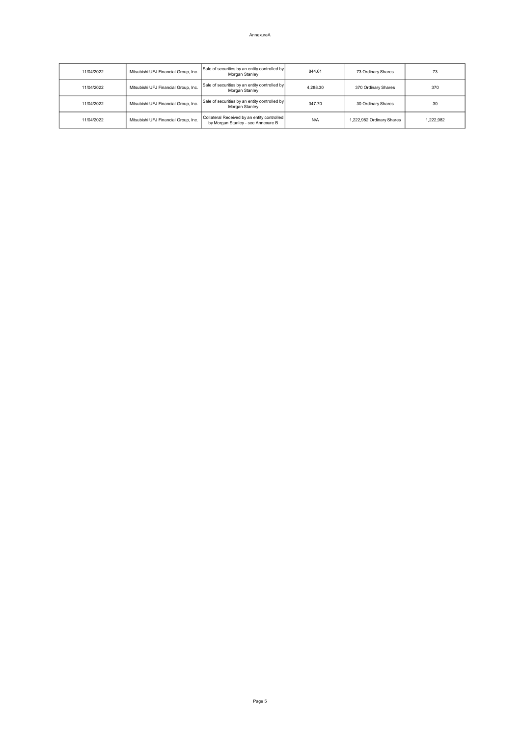AnnexureA

| | | | | | |
|---|---|---|---|---|---|
| 11/04/2022 | Mitsubishi UFJ Financial Group, Inc. | Sale of securities by an entity controlled by Morgan Stanley | 844.61 | 73 Ordinary Shares | 73 |
| 11/04/2022 | Mitsubishi UFJ Financial Group, Inc. | Sale of securities by an entity controlled by Morgan Stanley | 4,288.30 | 370 Ordinary Shares | 370 |
| 11/04/2022 | Mitsubishi UFJ Financial Group, Inc. | Sale of securities by an entity controlled by Morgan Stanley | 347.70 | 30 Ordinary Shares | 30 |
| 11/04/2022 | Mitsubishi UFJ Financial Group, Inc. | Collateral Received by an entity controlled by Morgan Stanley - see Annexure B | N/A | 1,222,982 Ordinary Shares | 1,222,982 |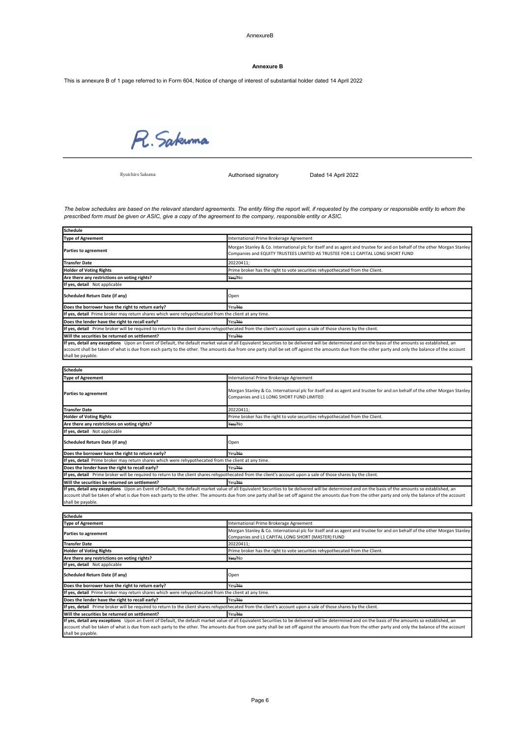AnnexureB

## Annexure B

This is annexure B of 1 page referred to in Form 604, Notice of change of interest of substantial holder dated 14 April 2022

R. Sakuma

Ryuichiro Sakuma | Authorised signatory | Dated 14 April 2022

*The below schedules are based on the relevant standard agreements. The entity filing the report will, if requested by the company or responsible entity to whom the prescribed form must be given or ASIC, give a copy of the agreement to the company, responsible entity or ASIC.*

| **Schedule** | |
|---|---|
| **Type of Agreement** | International Prime Brokerage Agreement |
| **Parties to agreement** | Morgan Stanley & Co. International plc for itself and as agent and trustee for and on behalf of the other Morgan Stanley Companies and EQUITY TRUSTEES LIMITED AS TRUSTEE FOR L1 CAPITAL LONG SHORT FUND |
| **Transfer Date** | 20220411; |
| **Holder of Voting Rights** | Prime broker has the right to vote securities rehypothecated from the Client. |
| **Are there any restrictions on voting rights?** | ~~Yes~~/No |
| **If yes, detail** Not applicable | |
| **Scheduled Return Date (if any)** | Open |
| **Does the borrower have the right to return early?** | Yes/~~No~~ |
| **If yes, detail** Prime broker may return shares which were rehypothecated from the client at any time. | |
| **Does the lender have the right to recall early?** | Yes/~~No~~ |
| **If yes, detail** Prime broker will be required to return to the client shares rehypothecated from the client's account upon a sale of those shares by the client. | |
| **Will the securities be returned on settlement?** | Yes/~~No~~ |
| **If yes, detail any exceptions** Upon an Event of Default, the default market value of all Equivalent Securities to be delivered will be determined and on the basis of the amounts so established, an account shall be taken of what is due from each party to the other. The amounts due from one party shall be set off against the amounts due from the other party and only the balance of the account shall be payable. | |

| **Schedule** | |
|---|---|
| **Type of Agreement** | International Prime Brokerage Agreement |
| **Parties to agreement** | Morgan Stanley & Co. International plc for itself and as agent and trustee for and on behalf of the other Morgan Stanley Companies and L1 LONG SHORT FUND LIMITED |
| **Transfer Date** | 20220411; |
| **Holder of Voting Rights** | Prime broker has the right to vote securities rehypothecated from the Client. |
| **Are there any restrictions on voting rights?** | ~~Yes~~/No |
| **If yes, detail** Not applicable | |
| **Scheduled Return Date (if any)** | Open |
| **Does the borrower have the right to return early?** | Yes/~~No~~ |
| **If yes, detail** Prime broker may return shares which were rehypothecated from the client at any time. | |
| **Does the lender have the right to recall early?** | Yes/~~No~~ |
| **If yes, detail** Prime broker will be required to return to the client shares rehypothecated from the client's account upon a sale of those shares by the client. | |
| **Will the securities be returned on settlement?** | Yes/~~No~~ |
| **If yes, detail any exceptions** Upon an Event of Default, the default market value of all Equivalent Securities to be delivered will be determined and on the basis of the amounts so established, an account shall be taken of what is due from each party to the other. The amounts due from one party shall be set off against the amounts due from the other party and only the balance of the account shall be payable. | |

| **Schedule** | |
|---|---|
| **Type of Agreement** | International Prime Brokerage Agreement |
| **Parties to agreement** | Morgan Stanley & Co. International plc for itself and as agent and trustee for and on behalf of the other Morgan Stanley Companies and L1 CAPITAL LONG SHORT (MASTER) FUND |
| **Transfer Date** | 20220411; |
| **Holder of Voting Rights** | Prime broker has the right to vote securities rehypothecated from the Client. |
| **Are there any restrictions on voting rights?** | ~~Yes~~/No |
| **If yes, detail** Not applicable | |
| **Scheduled Return Date (if any)** | Open |
| **Does the borrower have the right to return early?** | Yes/~~No~~ |
| **If yes, detail** Prime broker may return shares which were rehypothecated from the client at any time. | |
| **Does the lender have the right to recall early?** | Yes/~~No~~ |
| **If yes, detail** Prime broker will be required to return to the client shares rehypothecated from the client's account upon a sale of those shares by the client. | |
| **Will the securities be returned on settlement?** | Yes/~~No~~ |
| **If yes, detail any exceptions** Upon an Event of Default, the default market value of all Equivalent Securities to be delivered will be determined and on the basis of the amounts so established, an account shall be taken of what is due from each party to the other. The amounts due from one party shall be set off against the amounts due from the other party and only the balance of the account shall be payable. | |